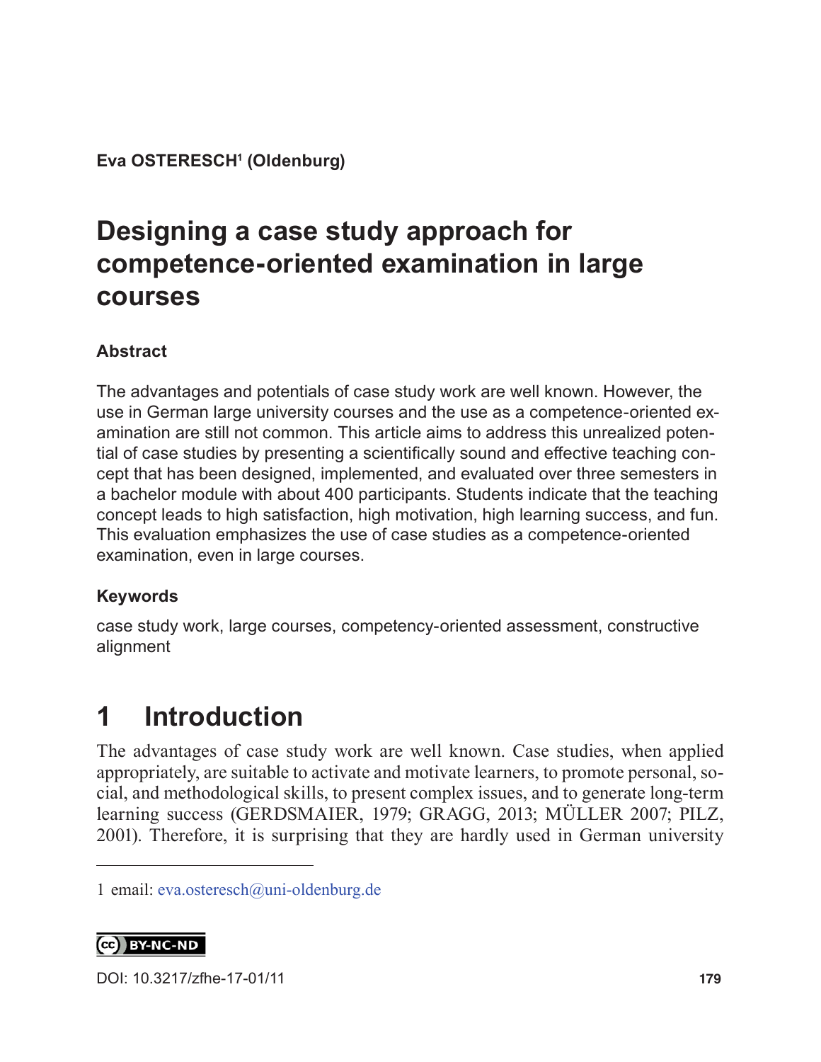**Eva OSTERESCH[1] (Oldenburg)**

# Designing a case study approach for competence-oriented examination in large courses

## Abstract

The advantages and potentials of case study work are well known. However, the use in German large university courses and the use as a competence-oriented examination are still not common. This article aims to address this unrealized potential of case studies by presenting a scientifically sound and effective teaching concept that has been designed, implemented, and evaluated over three semesters in a bachelor module with about 400 participants. Students indicate that the teaching concept leads to high satisfaction, high motivation, high learning success, and fun. This evaluation emphasizes the use of case studies as a competence-oriented examination, even in large courses.

## Keywords

case study work, large courses, competency-oriented assessment, constructive alignment

# 1 Introduction

The advantages of case study work are well known. Case studies, when applied appropriately, are suitable to activate and motivate learners, to promote personal, social, and methodological skills, to present complex issues, and to generate long-term learning success (GERDSMAIER, 1979; GRAGG, 2013; MÜLLER 2007; PILZ, 2001). Therefore, it is surprising that they are hardly used in German university

---

1 email: eva.osteresch@uni-oldenburg.de

BY-NC-ND

DOI: 10.3217/zfhe-17-01/11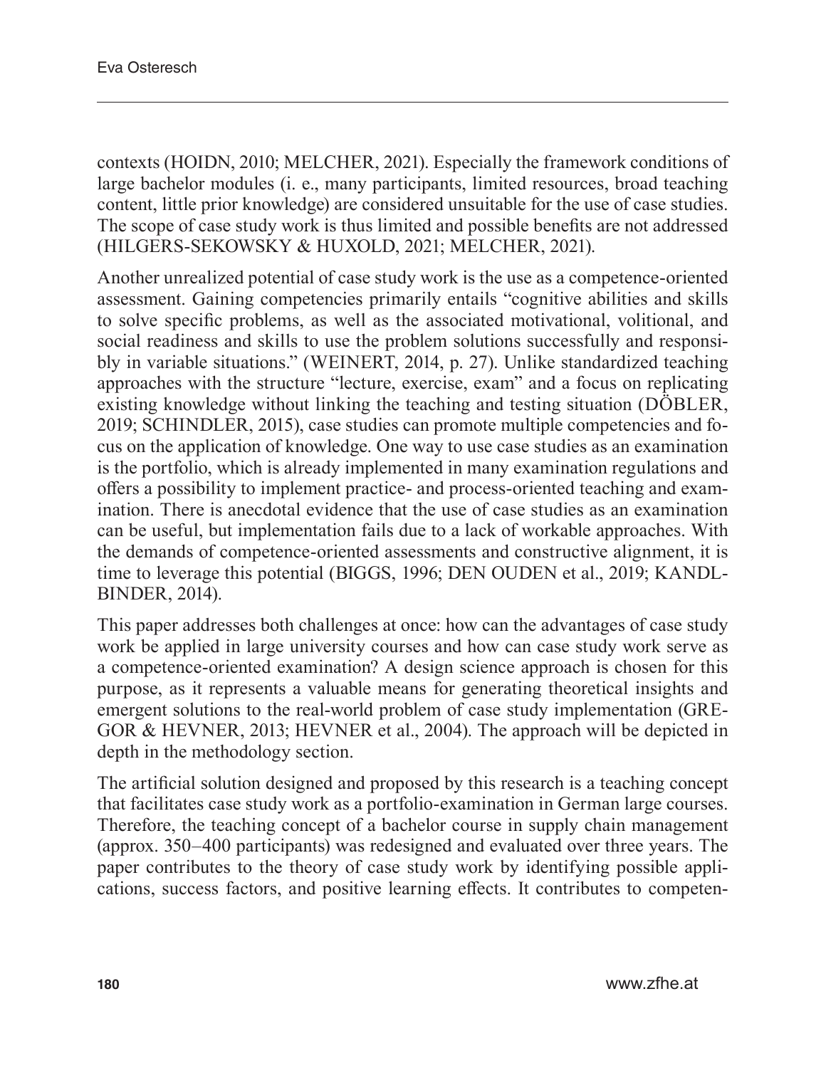contexts (HOIDN, 2010; MELCHER, 2021). Especially the framework conditions of large bachelor modules (i. e., many participants, limited resources, broad teaching content, little prior knowledge) are considered unsuitable for the use of case studies. The scope of case study work is thus limited and possible benefits are not addressed (HILGERS-SEKOWSKY & HUXOLD, 2021; MELCHER, 2021).

Another unrealized potential of case study work is the use as a competence-oriented assessment. Gaining competencies primarily entails "cognitive abilities and skills to solve specific problems, as well as the associated motivational, volitional, and social readiness and skills to use the problem solutions successfully and responsibly in variable situations." (WEINERT, 2014, p. 27). Unlike standardized teaching approaches with the structure "lecture, exercise, exam" and a focus on replicating existing knowledge without linking the teaching and testing situation (DÖBLER, 2019; SCHINDLER, 2015), case studies can promote multiple competencies and focus on the application of knowledge. One way to use case studies as an examination is the portfolio, which is already implemented in many examination regulations and offers a possibility to implement practice- and process-oriented teaching and examination. There is anecdotal evidence that the use of case studies as an examination can be useful, but implementation fails due to a lack of workable approaches. With the demands of competence-oriented assessments and constructive alignment, it is time to leverage this potential (BIGGS, 1996; DEN OUDEN et al., 2019; KANDLBINDER, 2014).

This paper addresses both challenges at once: how can the advantages of case study work be applied in large university courses and how can case study work serve as a competence-oriented examination? A design science approach is chosen for this purpose, as it represents a valuable means for generating theoretical insights and emergent solutions to the real-world problem of case study implementation (GREGOR & HEVNER, 2013; HEVNER et al., 2004). The approach will be depicted in depth in the methodology section.

The artificial solution designed and proposed by this research is a teaching concept that facilitates case study work as a portfolio-examination in German large courses. Therefore, the teaching concept of a bachelor course in supply chain management (approx. 350–400 participants) was redesigned and evaluated over three years. The paper contributes to the theory of case study work by identifying possible applications, success factors, and positive learning effects. It contributes to competen-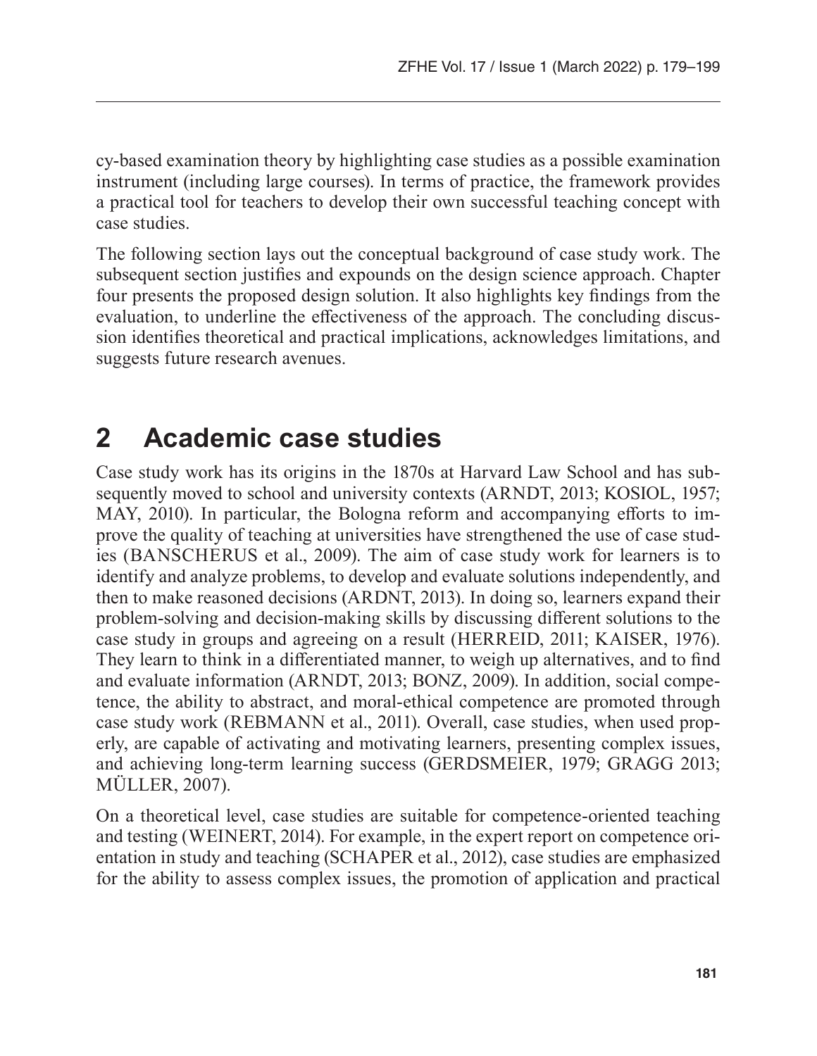cy-based examination theory by highlighting case studies as a possible examination instrument (including large courses). In terms of practice, the framework provides a practical tool for teachers to develop their own successful teaching concept with case studies.

The following section lays out the conceptual background of case study work. The subsequent section justifies and expounds on the design science approach. Chapter four presents the proposed design solution. It also highlights key findings from the evaluation, to underline the effectiveness of the approach. The concluding discussion identifies theoretical and practical implications, acknowledges limitations, and suggests future research avenues.

## 2 Academic case studies

Case study work has its origins in the 1870s at Harvard Law School and has subsequently moved to school and university contexts (ARNDT, 2013; KOSIOL, 1957; MAY, 2010). In particular, the Bologna reform and accompanying efforts to improve the quality of teaching at universities have strengthened the use of case studies (BANSCHERUS et al., 2009). The aim of case study work for learners is to identify and analyze problems, to develop and evaluate solutions independently, and then to make reasoned decisions (ARDNT, 2013). In doing so, learners expand their problem-solving and decision-making skills by discussing different solutions to the case study in groups and agreeing on a result (HERREID, 2011; KAISER, 1976). They learn to think in a differentiated manner, to weigh up alternatives, and to find and evaluate information (ARNDT, 2013; BONZ, 2009). In addition, social competence, the ability to abstract, and moral-ethical competence are promoted through case study work (REBMANN et al., 2011). Overall, case studies, when used properly, are capable of activating and motivating learners, presenting complex issues, and achieving long-term learning success (GERDSMEIER, 1979; GRAGG 2013; MÜLLER, 2007).

On a theoretical level, case studies are suitable for competence-oriented teaching and testing (WEINERT, 2014). For example, in the expert report on competence orientation in study and teaching (SCHAPER et al., 2012), case studies are emphasized for the ability to assess complex issues, the promotion of application and practical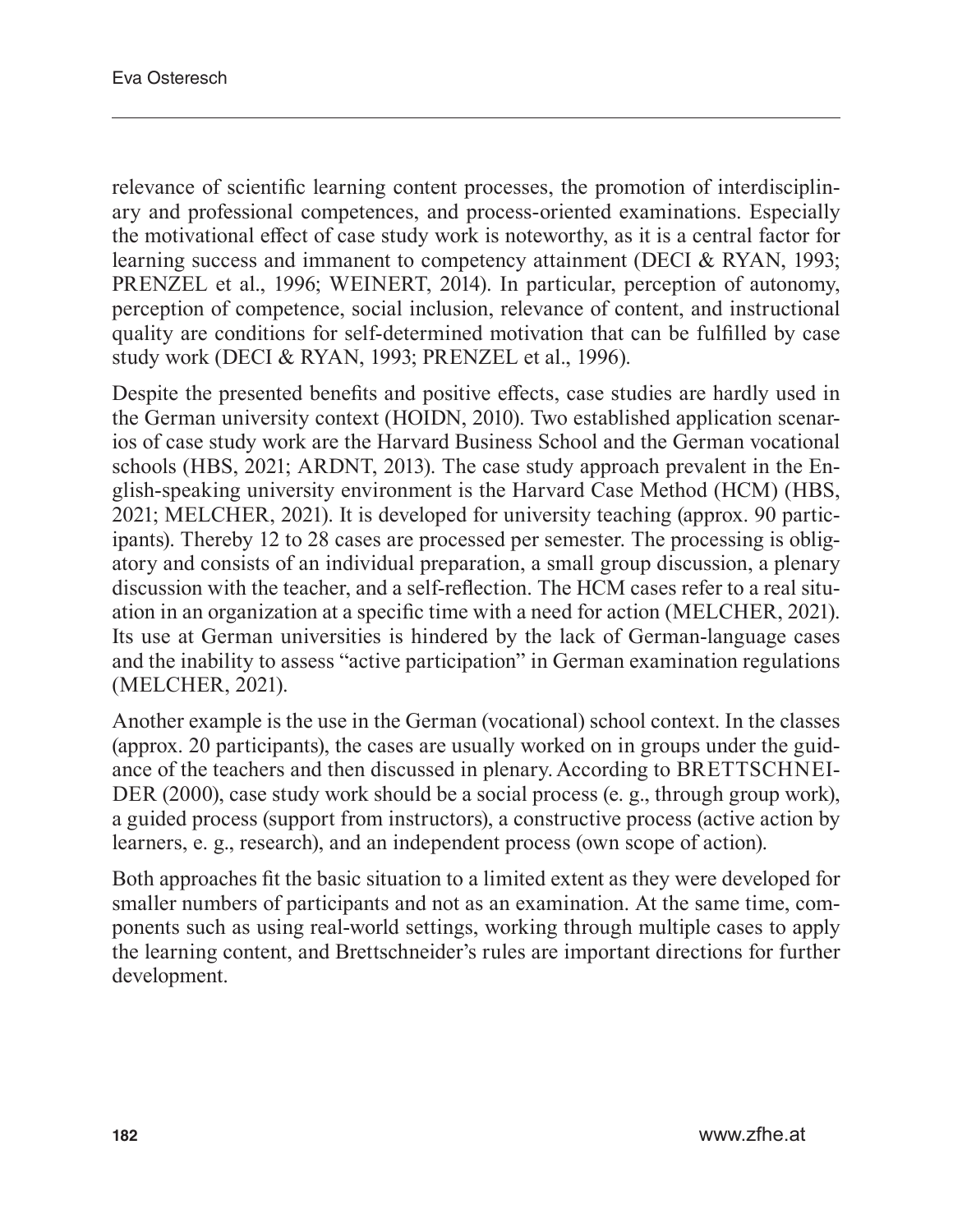relevance of scientific learning content processes, the promotion of interdisciplinary and professional competences, and process-oriented examinations. Especially the motivational effect of case study work is noteworthy, as it is a central factor for learning success and immanent to competency attainment (DECI & RYAN, 1993; PRENZEL et al., 1996; WEINERT, 2014). In particular, perception of autonomy, perception of competence, social inclusion, relevance of content, and instructional quality are conditions for self-determined motivation that can be fulfilled by case study work (DECI & RYAN, 1993; PRENZEL et al., 1996).

Despite the presented benefits and positive effects, case studies are hardly used in the German university context (HOIDN, 2010). Two established application scenarios of case study work are the Harvard Business School and the German vocational schools (HBS, 2021; ARDNT, 2013). The case study approach prevalent in the English-speaking university environment is the Harvard Case Method (HCM) (HBS, 2021; MELCHER, 2021). It is developed for university teaching (approx. 90 participants). Thereby 12 to 28 cases are processed per semester. The processing is obligatory and consists of an individual preparation, a small group discussion, a plenary discussion with the teacher, and a self-reflection. The HCM cases refer to a real situation in an organization at a specific time with a need for action (MELCHER, 2021). Its use at German universities is hindered by the lack of German-language cases and the inability to assess "active participation" in German examination regulations (MELCHER, 2021).

Another example is the use in the German (vocational) school context. In the classes (approx. 20 participants), the cases are usually worked on in groups under the guidance of the teachers and then discussed in plenary. According to BRETTSCHNEIDER (2000), case study work should be a social process (e. g., through group work), a guided process (support from instructors), a constructive process (active action by learners, e. g., research), and an independent process (own scope of action).

Both approaches fit the basic situation to a limited extent as they were developed for smaller numbers of participants and not as an examination. At the same time, components such as using real-world settings, working through multiple cases to apply the learning content, and Brettschneider's rules are important directions for further development.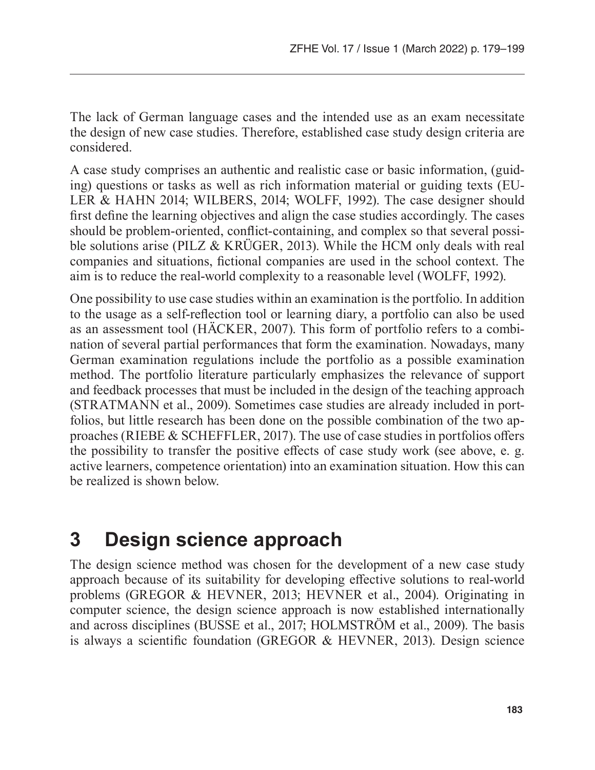The lack of German language cases and the intended use as an exam necessitate the design of new case studies. Therefore, established case study design criteria are considered.

A case study comprises an authentic and realistic case or basic information, (guiding) questions or tasks as well as rich information material or guiding texts (EULER & HAHN 2014; WILBERS, 2014; WOLFF, 1992). The case designer should first define the learning objectives and align the case studies accordingly. The cases should be problem-oriented, conflict-containing, and complex so that several possible solutions arise (PILZ & KRÜGER, 2013). While the HCM only deals with real companies and situations, fictional companies are used in the school context. The aim is to reduce the real-world complexity to a reasonable level (WOLFF, 1992).

One possibility to use case studies within an examination is the portfolio. In addition to the usage as a self-reflection tool or learning diary, a portfolio can also be used as an assessment tool (HÄCKER, 2007). This form of portfolio refers to a combination of several partial performances that form the examination. Nowadays, many German examination regulations include the portfolio as a possible examination method. The portfolio literature particularly emphasizes the relevance of support and feedback processes that must be included in the design of the teaching approach (STRATMANN et al., 2009). Sometimes case studies are already included in portfolios, but little research has been done on the possible combination of the two approaches (RIEBE & SCHEFFLER, 2017). The use of case studies in portfolios offers the possibility to transfer the positive effects of case study work (see above, e. g. active learners, competence orientation) into an examination situation. How this can be realized is shown below.

# 3 Design science approach

The design science method was chosen for the development of a new case study approach because of its suitability for developing effective solutions to real-world problems (GREGOR & HEVNER, 2013; HEVNER et al., 2004). Originating in computer science, the design science approach is now established internationally and across disciplines (BUSSE et al., 2017; HOLMSTRÖM et al., 2009). The basis is always a scientific foundation (GREGOR & HEVNER, 2013). Design science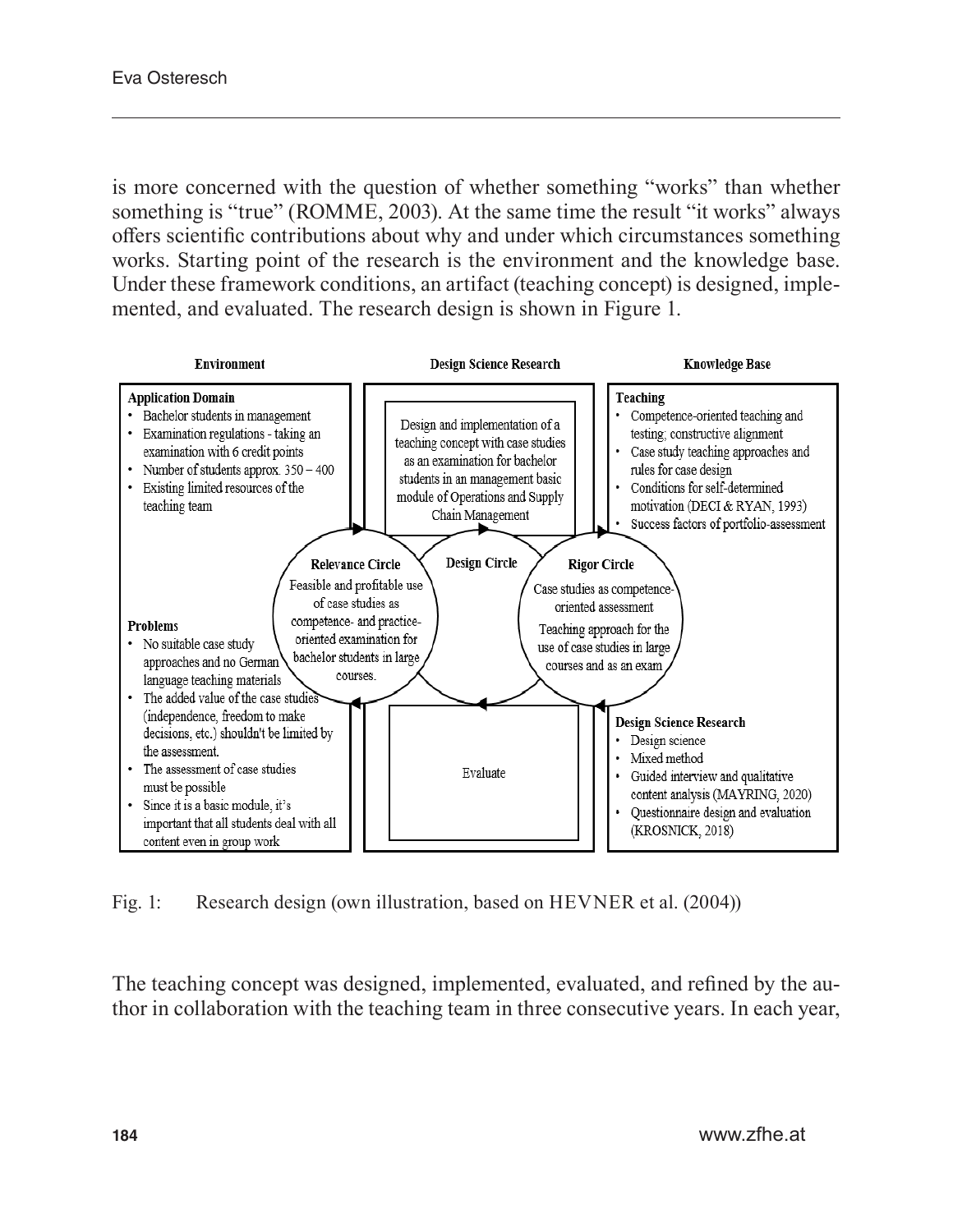is more concerned with the question of whether something "works" than whether something is "true" (ROMME, 2003). At the same time the result "it works" always offers scientific contributions about why and under which circumstances something works. Starting point of the research is the environment and the knowledge base. Under these framework conditions, an artifact (teaching concept) is designed, implemented, and evaluated. The research design is shown in Figure 1.

**Environment**

**Application Domain**
- Bachelor students in management
- Examination regulations - taking an examination with 6 credit points
- Number of students approx. 350 – 400
- Existing limited resources of the teaching team

**Problems**
- No suitable case study approaches and no German language teaching materials
- The added value of the case studies (independence, freedom to make decisions, etc.) shouldn't be limited by the assessment.
- The assessment of case studies must be possible
- Since it is a basic module, it's important that all students deal with all content even in group work

**Design Science Research**

Design and implementation of a teaching concept with case studies as an examination for bachelor students in an management basic module of Operations and Supply Chain Management

**Relevance Circle**: Feasible and profitable use of case studies as competence- and practice-oriented examination for bachelor students in large courses.

**Design Circle**

**Rigor Circle**: Case studies as competence-oriented assessment. Teaching approach for the use of case studies in large courses and as an exam

Evaluate

**Knowledge Base**

**Teaching**
- Competence-oriented teaching and testing; constructive alignment
- Case study teaching approaches and rules for case design
- Conditions for self-determined motivation (DECI & RYAN, 1993)
- Success factors of portfolio-assessment

**Design Science Research**
- Design science
- Mixed method
- Guided interview and qualitative content analysis (MAYRING, 2020)
- Questionnaire design and evaluation (KROSNICK, 2018)

Fig. 1: Research design (own illustration, based on HEVNER et al. (2004))

The teaching concept was designed, implemented, evaluated, and refined by the author in collaboration with the teaching team in three consecutive years. In each year,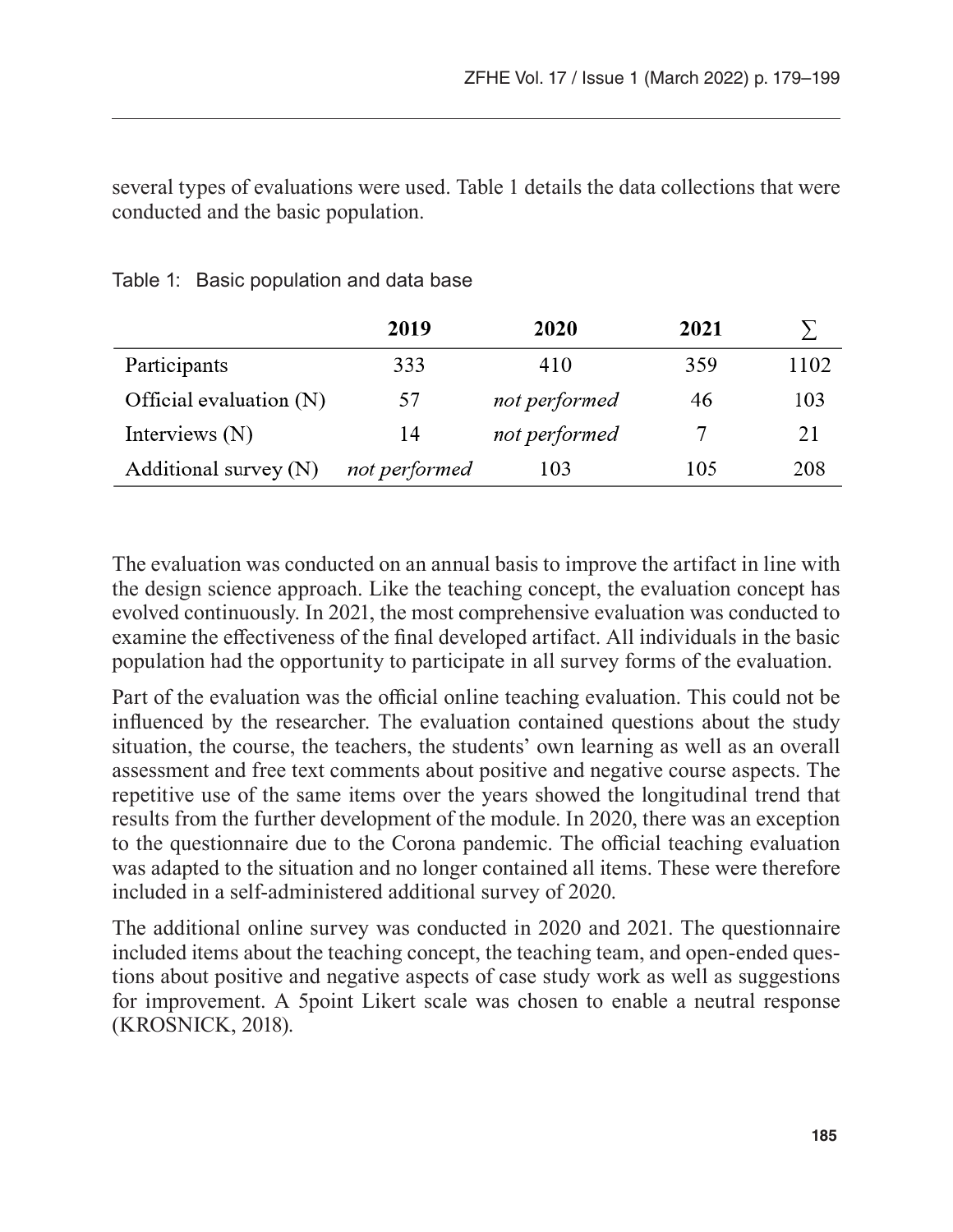several types of evaluations were used. Table 1 details the data collections that were conducted and the basic population.

Table 1: Basic population and data base

| | 2019 | 2020 | 2021 | ∑ |
|---|---|---|---|---|
| Participants | 333 | 410 | 359 | 1102 |
| Official evaluation (N) | 57 | *not performed* | 46 | 103 |
| Interviews (N) | 14 | *not performed* | 7 | 21 |
| Additional survey (N) | *not performed* | 103 | 105 | 208 |

The evaluation was conducted on an annual basis to improve the artifact in line with the design science approach. Like the teaching concept, the evaluation concept has evolved continuously. In 2021, the most comprehensive evaluation was conducted to examine the effectiveness of the final developed artifact. All individuals in the basic population had the opportunity to participate in all survey forms of the evaluation.

Part of the evaluation was the official online teaching evaluation. This could not be influenced by the researcher. The evaluation contained questions about the study situation, the course, the teachers, the students' own learning as well as an overall assessment and free text comments about positive and negative course aspects. The repetitive use of the same items over the years showed the longitudinal trend that results from the further development of the module. In 2020, there was an exception to the questionnaire due to the Corona pandemic. The official teaching evaluation was adapted to the situation and no longer contained all items. These were therefore included in a self-administered additional survey of 2020.

The additional online survey was conducted in 2020 and 2021. The questionnaire included items about the teaching concept, the teaching team, and open-ended questions about positive and negative aspects of case study work as well as suggestions for improvement. A 5point Likert scale was chosen to enable a neutral response (KROSNICK, 2018).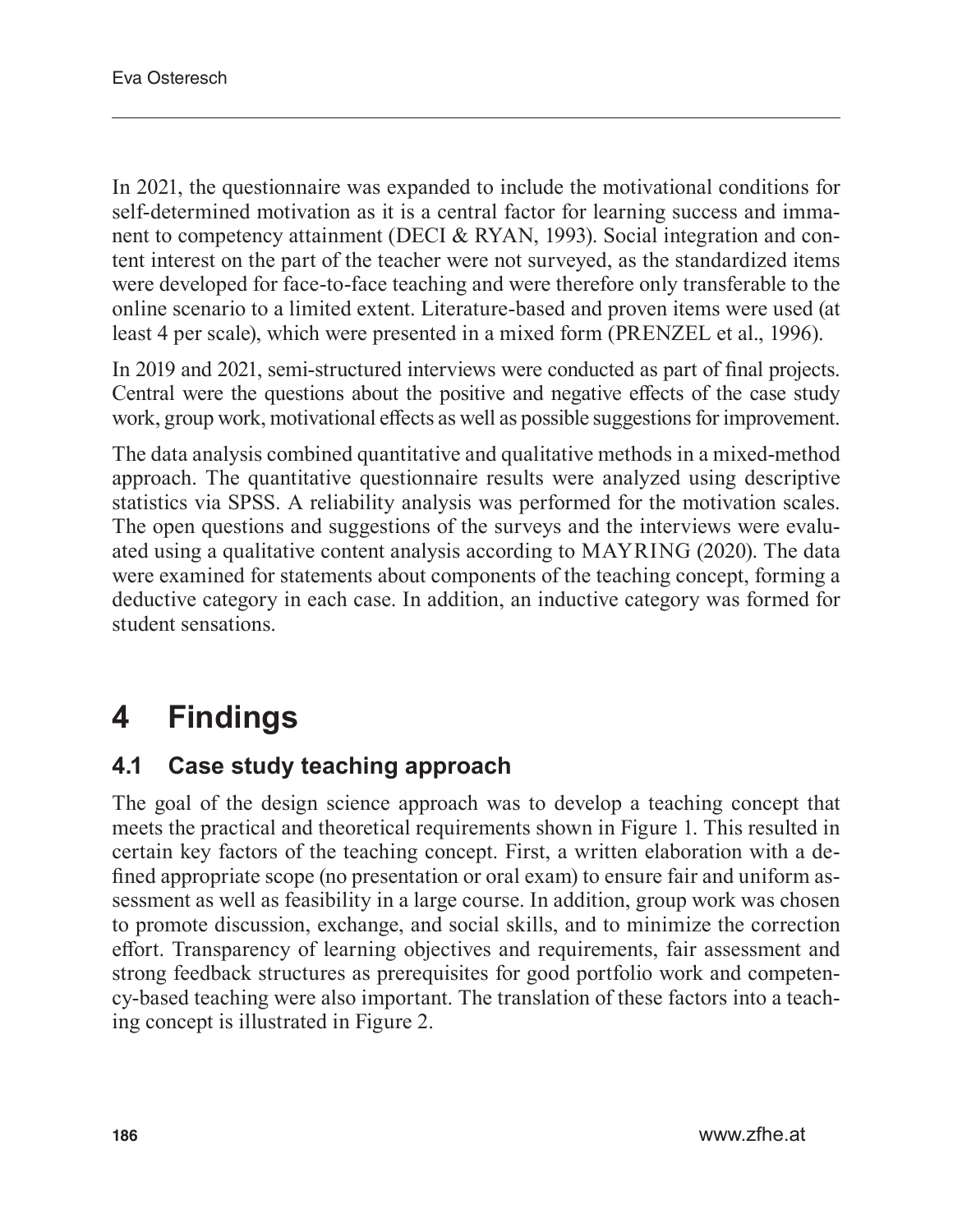In 2021, the questionnaire was expanded to include the motivational conditions for self-determined motivation as it is a central factor for learning success and immanent to competency attainment (DECI & RYAN, 1993). Social integration and content interest on the part of the teacher were not surveyed, as the standardized items were developed for face-to-face teaching and were therefore only transferable to the online scenario to a limited extent. Literature-based and proven items were used (at least 4 per scale), which were presented in a mixed form (PRENZEL et al., 1996).

In 2019 and 2021, semi-structured interviews were conducted as part of final projects. Central were the questions about the positive and negative effects of the case study work, group work, motivational effects as well as possible suggestions for improvement.

The data analysis combined quantitative and qualitative methods in a mixed-method approach. The quantitative questionnaire results were analyzed using descriptive statistics via SPSS. A reliability analysis was performed for the motivation scales. The open questions and suggestions of the surveys and the interviews were evaluated using a qualitative content analysis according to MAYRING (2020). The data were examined for statements about components of the teaching concept, forming a deductive category in each case. In addition, an inductive category was formed for student sensations.

# 4 Findings

## 4.1 Case study teaching approach

The goal of the design science approach was to develop a teaching concept that meets the practical and theoretical requirements shown in Figure 1. This resulted in certain key factors of the teaching concept. First, a written elaboration with a defined appropriate scope (no presentation or oral exam) to ensure fair and uniform assessment as well as feasibility in a large course. In addition, group work was chosen to promote discussion, exchange, and social skills, and to minimize the correction effort. Transparency of learning objectives and requirements, fair assessment and strong feedback structures as prerequisites for good portfolio work and competency-based teaching were also important. The translation of these factors into a teaching concept is illustrated in Figure 2.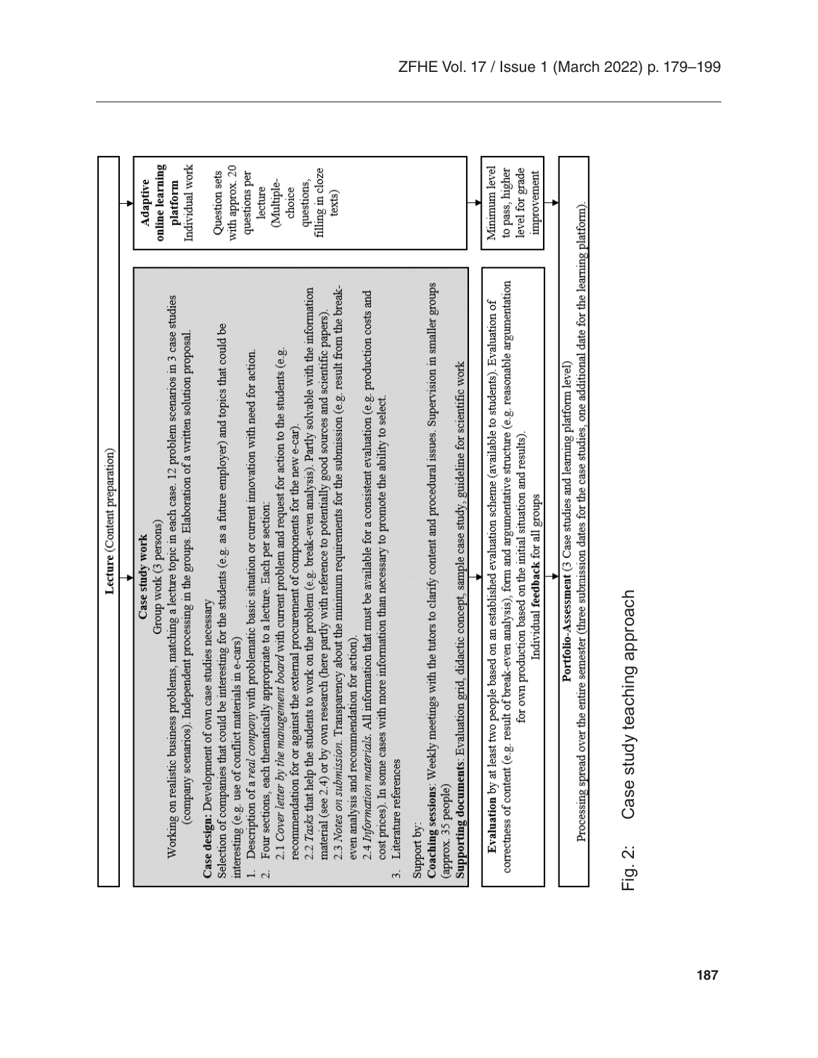**Lecture** (Content preparation)

**Case study work**
Group work (3 persons)
Working on realistic business problems, matching a lecture topic in each case. 12 problem scenarios in 3 case studies (company scenarios). Independent processing in the groups. Elaboration of a written solution proposal.

**Case design:** Development of own case studies necessary
Selection of companies that could be interesting for the students (e.g. as a future employer) and topics that could be interesting (e.g. use of conflict materials in e-cars)

1. Description of a *real company* with problematic basic situation or current innovation with need for action.
2. Four sections, each thematically appropriate to a lecture. Each per section:
   2.1 *Cover letter by the management board* with current problem and request for action to the students (e.g. recommendation for or against the external procurement of components for the new e-car).
   2.2 *Tasks* that help the students to work on the problem (e.g. break-even analysis). Partly solvable with the information material (see 2.4) or by own research (here partly with reference to potentially good sources and scientific papers).
   2.3 *Notes on submission*. Transparency about the minimum requirements for the submission (e.g. result from the break-even analysis and recommendation for action).
   2.4 *Information materials*. All information that must be available for a consistent evaluation (e.g. production costs and cost prices). In some cases with more information than necessary to promote the ability to select.
3. Literature references

Support by:
**Coaching sessions**: Weekly meetings with the tutors to clarify content and procedural issues. Supervision in smaller groups (approx. 35 people)
**Supporting documents**: Evaluation grid, didactic concept, sample case study, guideline for scientific work

**Adaptive online learning platform**
Individual work
Question sets with approx. 20 questions per lecture (Multiple-choice questions, filling in cloze texts)

**Evaluation** by at least two people based on an established evaluation scheme (available to students). Evaluation of correctness of content (e.g. result of break-even analysis), form and argumentative structure (e.g. reasonable argumentation for own production based on the initial situation and results).
Individual **feedback** for all groups

Minimum level to pass, higher level for grade improvement

**Portfolio-Assessment** (3 Case studies and learning platform level)
Processing spread over the entire semester (three submission dates for the case studies, one additional date for the learning platform).

Fig. 2: Case study teaching approach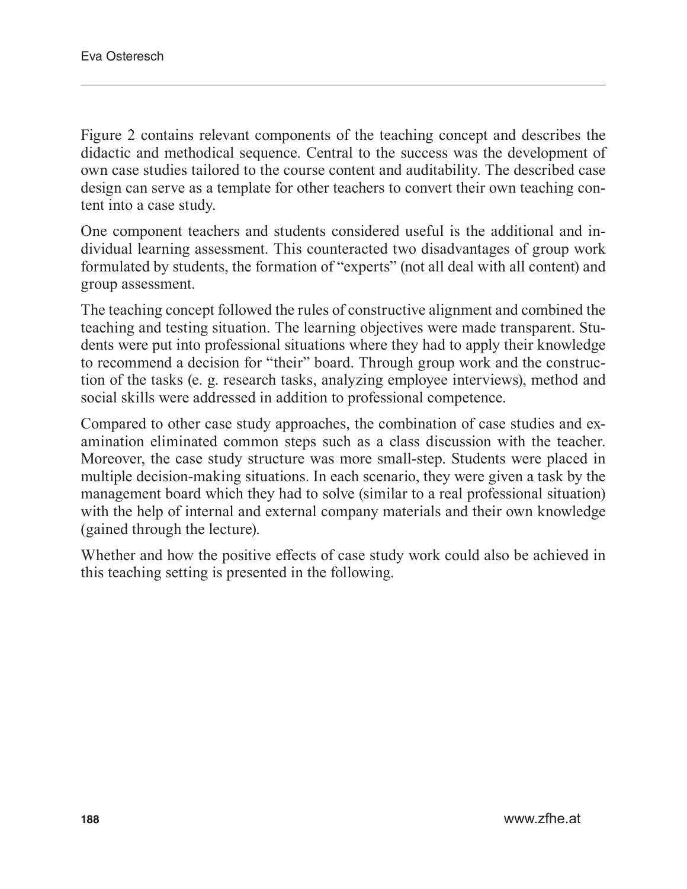Figure 2 contains relevant components of the teaching concept and describes the didactic and methodical sequence. Central to the success was the development of own case studies tailored to the course content and auditability. The described case design can serve as a template for other teachers to convert their own teaching content into a case study.

One component teachers and students considered useful is the additional and individual learning assessment. This counteracted two disadvantages of group work formulated by students, the formation of "experts" (not all deal with all content) and group assessment.

The teaching concept followed the rules of constructive alignment and combined the teaching and testing situation. The learning objectives were made transparent. Students were put into professional situations where they had to apply their knowledge to recommend a decision for "their" board. Through group work and the construction of the tasks (e. g. research tasks, analyzing employee interviews), method and social skills were addressed in addition to professional competence.

Compared to other case study approaches, the combination of case studies and examination eliminated common steps such as a class discussion with the teacher. Moreover, the case study structure was more small-step. Students were placed in multiple decision-making situations. In each scenario, they were given a task by the management board which they had to solve (similar to a real professional situation) with the help of internal and external company materials and their own knowledge (gained through the lecture).

Whether and how the positive effects of case study work could also be achieved in this teaching setting is presented in the following.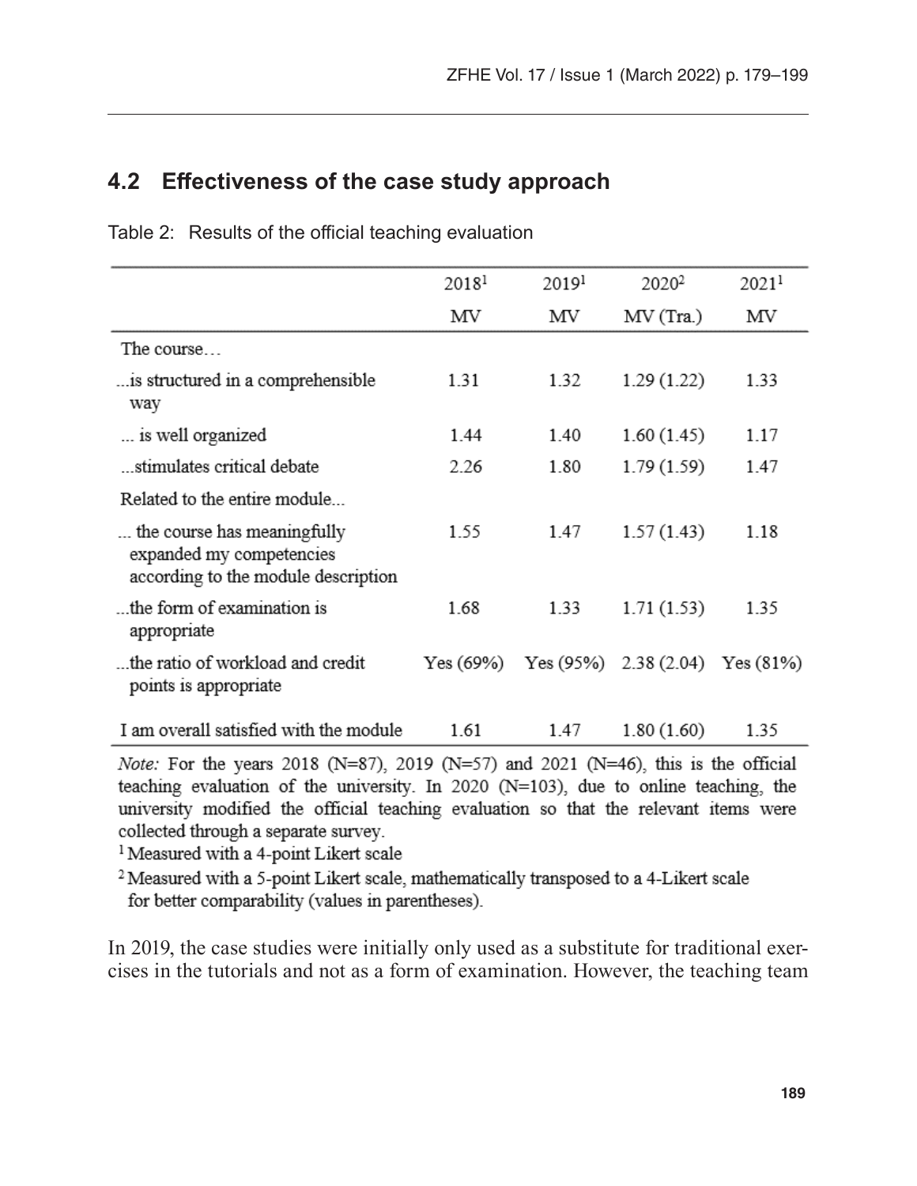## 4.2 Effectiveness of the case study approach

Table 2: Results of the official teaching evaluation

| | 2018[1] | 2019[1] | 2020[2] | 2021[1] |
|---|---|---|---|---|
| | MV | MV | MV (Tra.) | MV |
| The course… | | | | |
| …is structured in a comprehensible way | 1.31 | 1.32 | 1.29 (1.22) | 1.33 |
| … is well organized | 1.44 | 1.40 | 1.60 (1.45) | 1.17 |
| …stimulates critical debate | 2.26 | 1.80 | 1.79 (1.59) | 1.47 |
| Related to the entire module... | | | | |
| … the course has meaningfully expanded my competencies according to the module description | 1.55 | 1.47 | 1.57 (1.43) | 1.18 |
| …the form of examination is appropriate | 1.68 | 1.33 | 1.71 (1.53) | 1.35 |
| …the ratio of workload and credit points is appropriate | Yes (69%) | Yes (95%) | 2.38 (2.04) | Yes (81%) |
| I am overall satisfied with the module | 1.61 | 1.47 | 1.80 (1.60) | 1.35 |

*Note:* For the years 2018 (N=87), 2019 (N=57) and 2021 (N=46), this is the official teaching evaluation of the university. In 2020 (N=103), due to online teaching, the university modified the official teaching evaluation so that the relevant items were collected through a separate survey.

[1] Measured with a 4-point Likert scale

[2] Measured with a 5-point Likert scale, mathematically transposed to a 4-Likert scale for better comparability (values in parentheses).

In 2019, the case studies were initially only used as a substitute for traditional exercises in the tutorials and not as a form of examination. However, the teaching team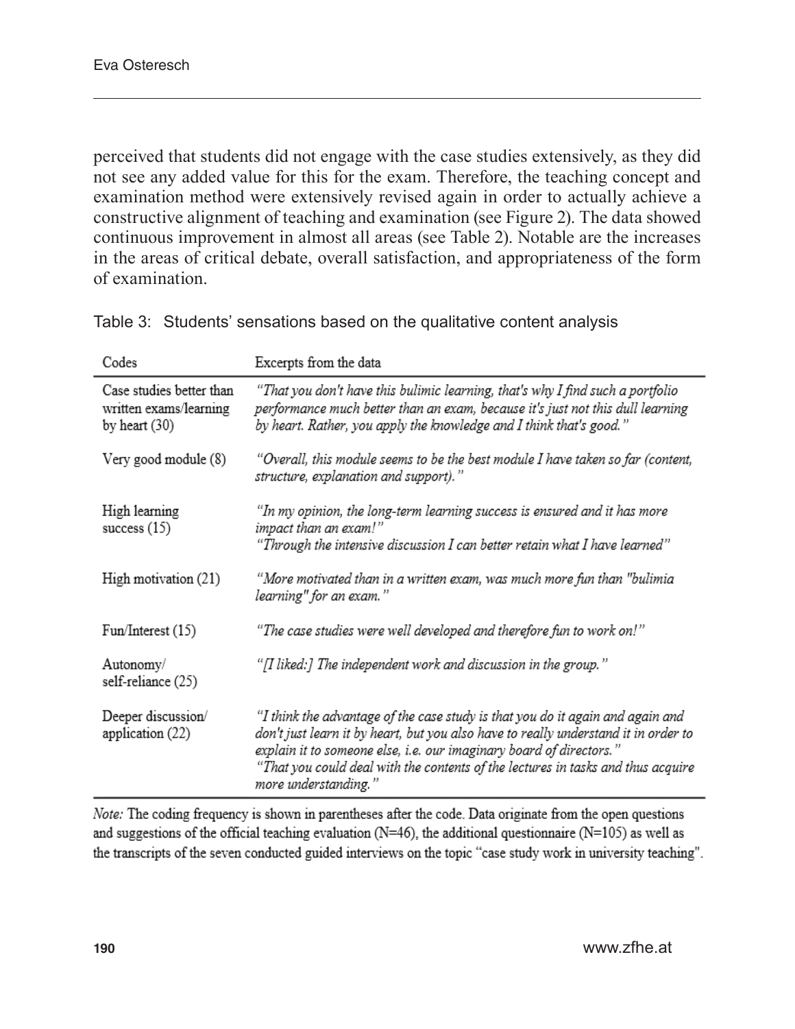perceived that students did not engage with the case studies extensively, as they did not see any added value for this for the exam. Therefore, the teaching concept and examination method were extensively revised again in order to actually achieve a constructive alignment of teaching and examination (see Figure 2). The data showed continuous improvement in almost all areas (see Table 2). Notable are the increases in the areas of critical debate, overall satisfaction, and appropriateness of the form of examination.

Table 3: Students' sensations based on the qualitative content analysis

| Codes | Excerpts from the data |
|---|---|
| Case studies better than written exams/learning by heart (30) | *"That you don't have this bulimic learning, that's why I find such a portfolio performance much better than an exam, because it's just not this dull learning by heart. Rather, you apply the knowledge and I think that's good."* |
| Very good module (8) | *"Overall, this module seems to be the best module I have taken so far (content, structure, explanation and support)."* |
| High learning success (15) | *"In my opinion, the long-term learning success is ensured and it has more impact than an exam!"* *"Through the intensive discussion I can better retain what I have learned"* |
| High motivation (21) | *"More motivated than in a written exam, was much more fun than "bulimia learning" for an exam."* |
| Fun/Interest (15) | *"The case studies were well developed and therefore fun to work on!"* |
| Autonomy/ self-reliance (25) | *"[I liked:] The independent work and discussion in the group."* |
| Deeper discussion/ application (22) | *"I think the advantage of the case study is that you do it again and again and don't just learn it by heart, but you also have to really understand it in order to explain it to someone else, i.e. our imaginary board of directors."* *"That you could deal with the contents of the lectures in tasks and thus acquire more understanding."* |

*Note:* The coding frequency is shown in parentheses after the code. Data originate from the open questions and suggestions of the official teaching evaluation (N=46), the additional questionnaire (N=105) as well as the transcripts of the seven conducted guided interviews on the topic "case study work in university teaching".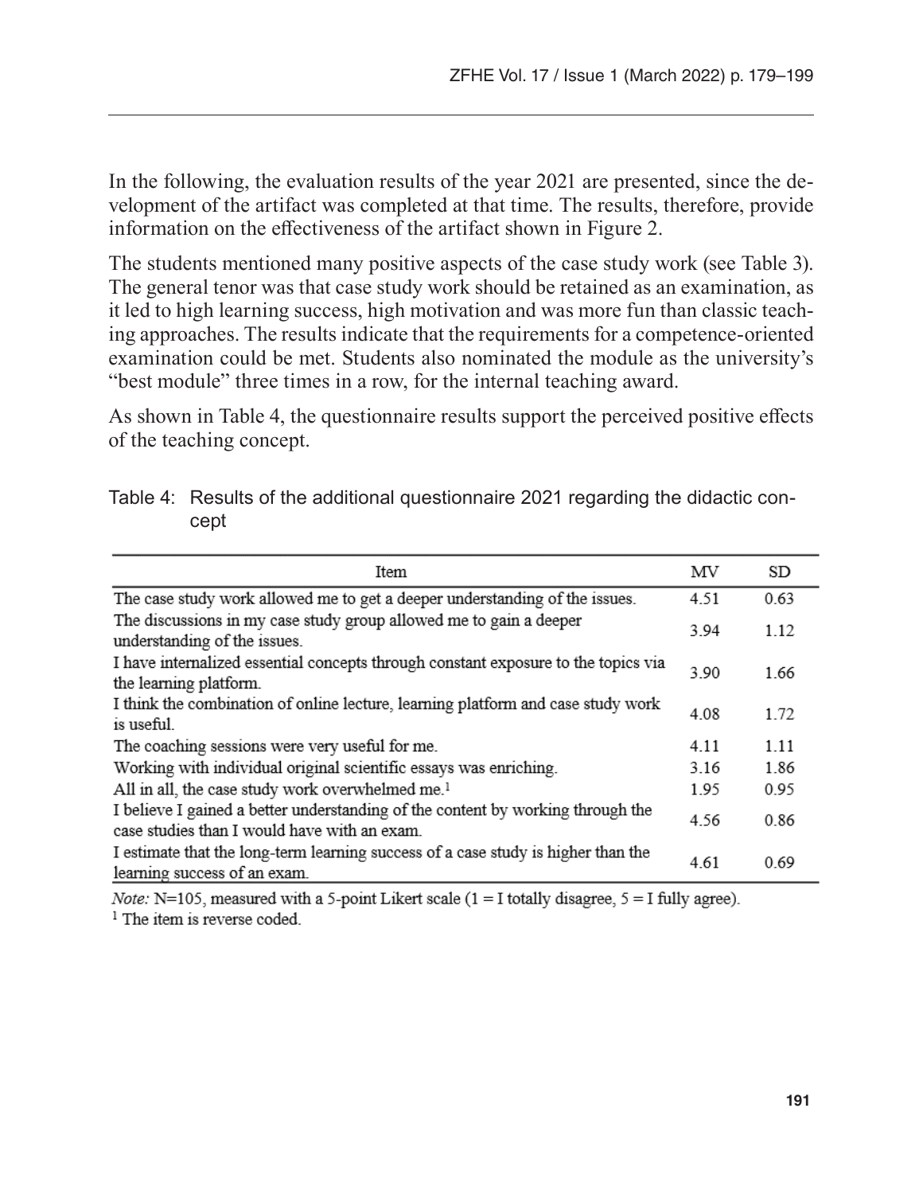In the following, the evaluation results of the year 2021 are presented, since the development of the artifact was completed at that time. The results, therefore, provide information on the effectiveness of the artifact shown in Figure 2.

The students mentioned many positive aspects of the case study work (see Table 3). The general tenor was that case study work should be retained as an examination, as it led to high learning success, high motivation and was more fun than classic teaching approaches. The results indicate that the requirements for a competence-oriented examination could be met. Students also nominated the module as the university's "best module" three times in a row, for the internal teaching award.

As shown in Table 4, the questionnaire results support the perceived positive effects of the teaching concept.

Table 4: Results of the additional questionnaire 2021 regarding the didactic concept

| Item | MV | SD |
|---|---|---|
| The case study work allowed me to get a deeper understanding of the issues. | 4.51 | 0.63 |
| The discussions in my case study group allowed me to gain a deeper understanding of the issues. | 3.94 | 1.12 |
| I have internalized essential concepts through constant exposure to the topics via the learning platform. | 3.90 | 1.66 |
| I think the combination of online lecture, learning platform and case study work is useful. | 4.08 | 1.72 |
| The coaching sessions were very useful for me. | 4.11 | 1.11 |
| Working with individual original scientific essays was enriching. | 3.16 | 1.86 |
| All in all, the case study work overwhelmed me.[1] | 1.95 | 0.95 |
| I believe I gained a better understanding of the content by working through the case studies than I would have with an exam. | 4.56 | 0.86 |
| I estimate that the long-term learning success of a case study is higher than the learning success of an exam. | 4.61 | 0.69 |

*Note:* N=105, measured with a 5-point Likert scale (1 = I totally disagree, 5 = I fully agree).

[1] The item is reverse coded.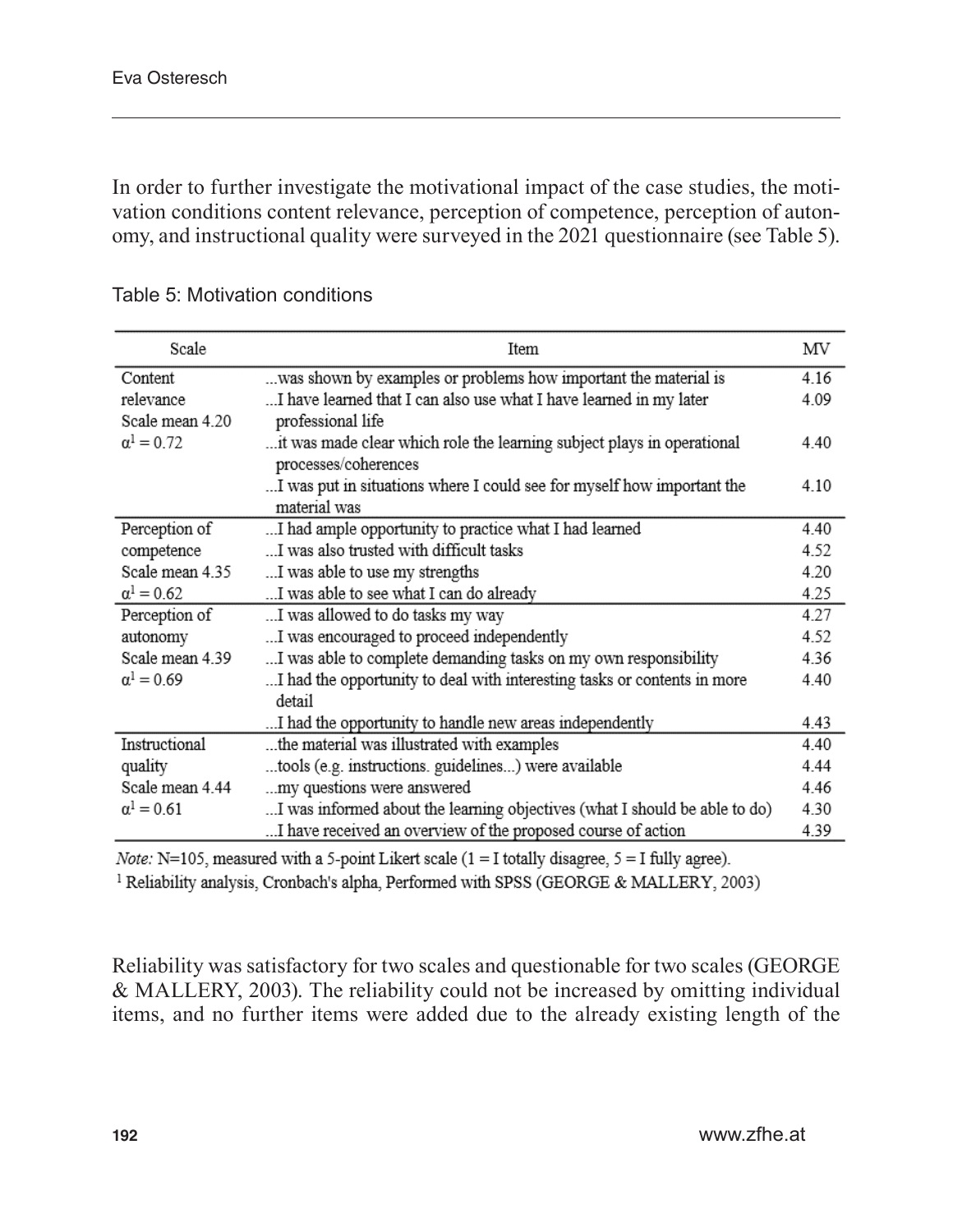In order to further investigate the motivational impact of the case studies, the motivation conditions content relevance, perception of competence, perception of autonomy, and instructional quality were surveyed in the 2021 questionnaire (see Table 5).

Table 5: Motivation conditions

| Scale | Item | MV |
|---|---|---|
| Content relevance Scale mean 4.20 $\alpha^1 = 0.72$ | ...was shown by examples or problems how important the material is | 4.16 |
| | ...I have learned that I can also use what I have learned in my later professional life | 4.09 |
| | ...it was made clear which role the learning subject plays in operational processes/coherences | 4.40 |
| | ...I was put in situations where I could see for myself how important the material was | 4.10 |
| Perception of competence Scale mean 4.35 $\alpha^1 = 0.62$ | ...I had ample opportunity to practice what I had learned | 4.40 |
| | ...I was also trusted with difficult tasks | 4.52 |
| | ...I was able to use my strengths | 4.20 |
| | ...I was able to see what I can do already | 4.25 |
| Perception of autonomy Scale mean 4.39 $\alpha^1 = 0.69$ | ...I was allowed to do tasks my way | 4.27 |
| | ...I was encouraged to proceed independently | 4.52 |
| | ...I was able to complete demanding tasks on my own responsibility | 4.36 |
| | ...I had the opportunity to deal with interesting tasks or contents in more detail | 4.40 |
| | ...I had the opportunity to handle new areas independently | 4.43 |
| Instructional quality Scale mean 4.44 $\alpha^1 = 0.61$ | ...the material was illustrated with examples | 4.40 |
| | ...tools (e.g. instructions. guidelines...) were available | 4.44 |
| | ...my questions were answered | 4.46 |
| | ...I was informed about the learning objectives (what I should be able to do) | 4.30 |
| | ...I have received an overview of the proposed course of action | 4.39 |

*Note:* N=105, measured with a 5-point Likert scale (1 = I totally disagree, 5 = I fully agree).

[1] Reliability analysis, Cronbach's alpha, Performed with SPSS (GEORGE & MALLERY, 2003)

Reliability was satisfactory for two scales and questionable for two scales (GEORGE & MALLERY, 2003). The reliability could not be increased by omitting individual items, and no further items were added due to the already existing length of the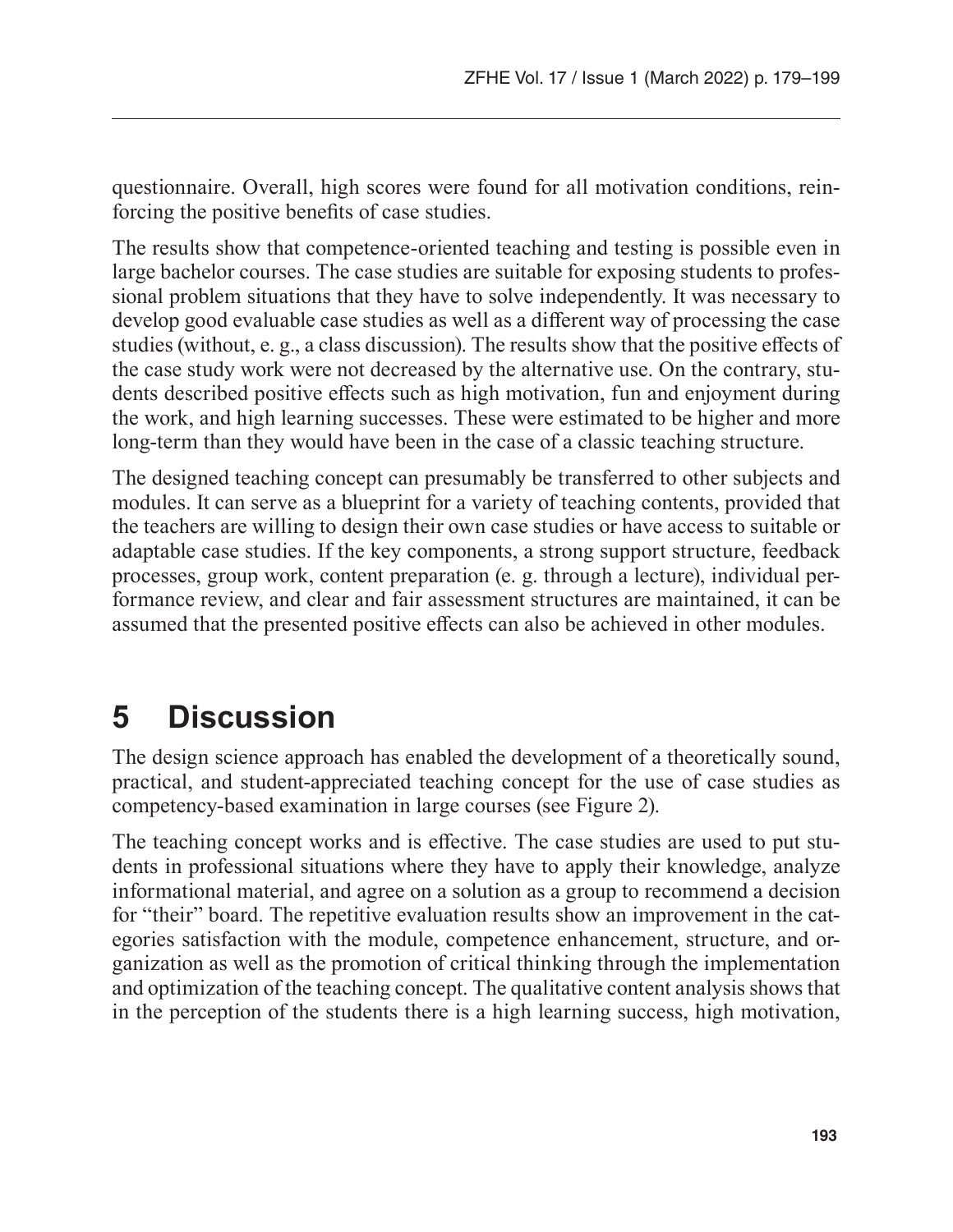questionnaire. Overall, high scores were found for all motivation conditions, reinforcing the positive benefits of case studies.

The results show that competence-oriented teaching and testing is possible even in large bachelor courses. The case studies are suitable for exposing students to professional problem situations that they have to solve independently. It was necessary to develop good evaluable case studies as well as a different way of processing the case studies (without, e. g., a class discussion). The results show that the positive effects of the case study work were not decreased by the alternative use. On the contrary, students described positive effects such as high motivation, fun and enjoyment during the work, and high learning successes. These were estimated to be higher and more long-term than they would have been in the case of a classic teaching structure.

The designed teaching concept can presumably be transferred to other subjects and modules. It can serve as a blueprint for a variety of teaching contents, provided that the teachers are willing to design their own case studies or have access to suitable or adaptable case studies. If the key components, a strong support structure, feedback processes, group work, content preparation (e. g. through a lecture), individual performance review, and clear and fair assessment structures are maintained, it can be assumed that the presented positive effects can also be achieved in other modules.

# 5 Discussion

The design science approach has enabled the development of a theoretically sound, practical, and student-appreciated teaching concept for the use of case studies as competency-based examination in large courses (see Figure 2).

The teaching concept works and is effective. The case studies are used to put students in professional situations where they have to apply their knowledge, analyze informational material, and agree on a solution as a group to recommend a decision for "their" board. The repetitive evaluation results show an improvement in the categories satisfaction with the module, competence enhancement, structure, and organization as well as the promotion of critical thinking through the implementation and optimization of the teaching concept. The qualitative content analysis shows that in the perception of the students there is a high learning success, high motivation,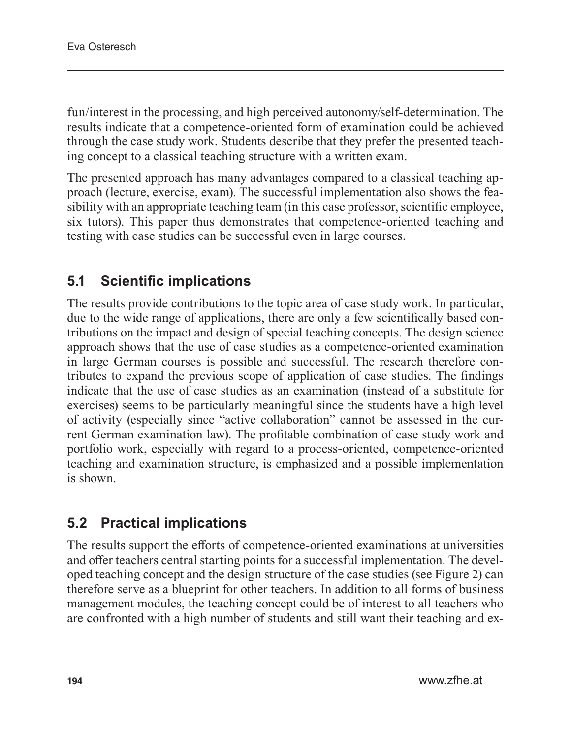fun/interest in the processing, and high perceived autonomy/self-determination. The results indicate that a competence-oriented form of examination could be achieved through the case study work. Students describe that they prefer the presented teaching concept to a classical teaching structure with a written exam.

The presented approach has many advantages compared to a classical teaching approach (lecture, exercise, exam). The successful implementation also shows the feasibility with an appropriate teaching team (in this case professor, scientific employee, six tutors). This paper thus demonstrates that competence-oriented teaching and testing with case studies can be successful even in large courses.

## 5.1 Scientific implications

The results provide contributions to the topic area of case study work. In particular, due to the wide range of applications, there are only a few scientifically based contributions on the impact and design of special teaching concepts. The design science approach shows that the use of case studies as a competence-oriented examination in large German courses is possible and successful. The research therefore contributes to expand the previous scope of application of case studies. The findings indicate that the use of case studies as an examination (instead of a substitute for exercises) seems to be particularly meaningful since the students have a high level of activity (especially since "active collaboration" cannot be assessed in the current German examination law). The profitable combination of case study work and portfolio work, especially with regard to a process-oriented, competence-oriented teaching and examination structure, is emphasized and a possible implementation is shown.

## 5.2 Practical implications

The results support the efforts of competence-oriented examinations at universities and offer teachers central starting points for a successful implementation. The developed teaching concept and the design structure of the case studies (see Figure 2) can therefore serve as a blueprint for other teachers. In addition to all forms of business management modules, the teaching concept could be of interest to all teachers who are confronted with a high number of students and still want their teaching and ex-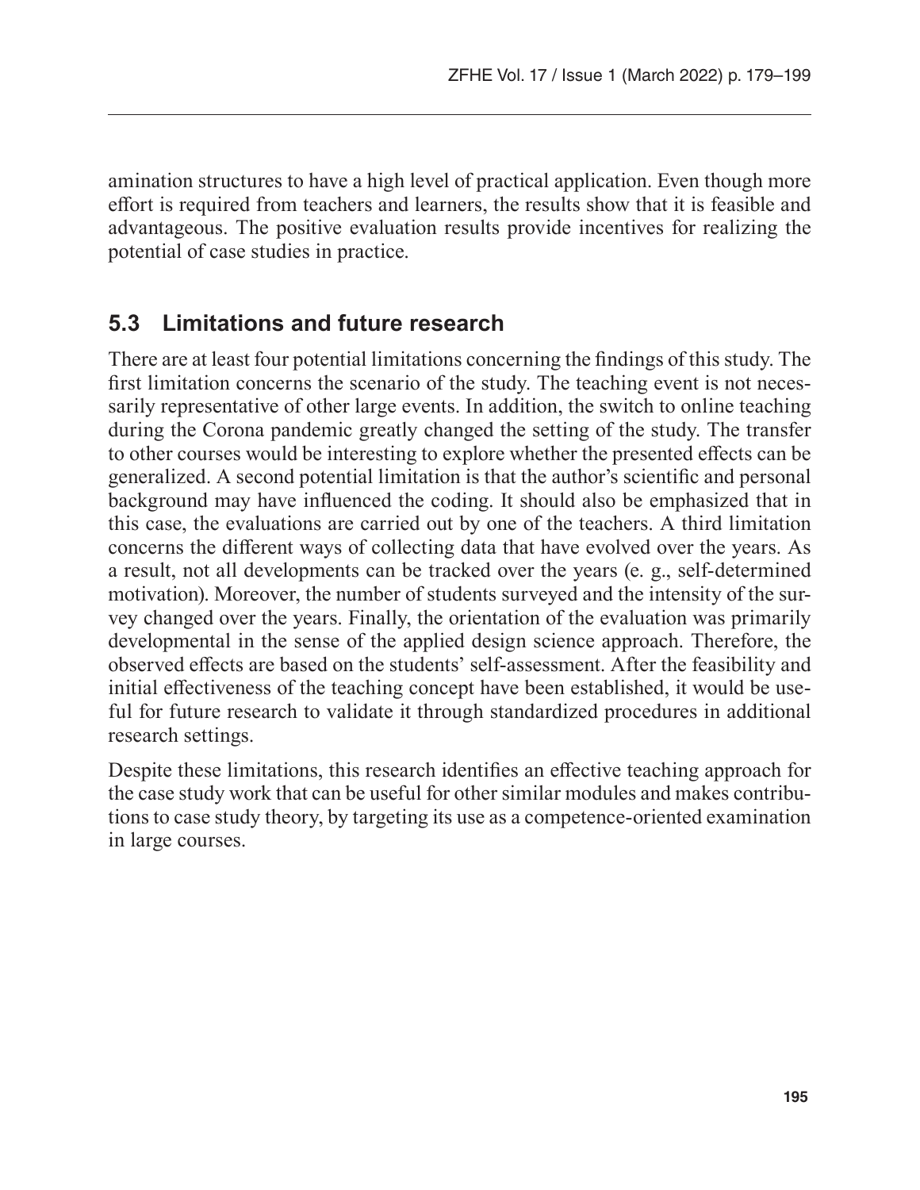amination structures to have a high level of practical application. Even though more effort is required from teachers and learners, the results show that it is feasible and advantageous. The positive evaluation results provide incentives for realizing the potential of case studies in practice.

## 5.3 Limitations and future research

There are at least four potential limitations concerning the findings of this study. The first limitation concerns the scenario of the study. The teaching event is not necessarily representative of other large events. In addition, the switch to online teaching during the Corona pandemic greatly changed the setting of the study. The transfer to other courses would be interesting to explore whether the presented effects can be generalized. A second potential limitation is that the author's scientific and personal background may have influenced the coding. It should also be emphasized that in this case, the evaluations are carried out by one of the teachers. A third limitation concerns the different ways of collecting data that have evolved over the years. As a result, not all developments can be tracked over the years (e. g., self-determined motivation). Moreover, the number of students surveyed and the intensity of the survey changed over the years. Finally, the orientation of the evaluation was primarily developmental in the sense of the applied design science approach. Therefore, the observed effects are based on the students' self-assessment. After the feasibility and initial effectiveness of the teaching concept have been established, it would be useful for future research to validate it through standardized procedures in additional research settings.

Despite these limitations, this research identifies an effective teaching approach for the case study work that can be useful for other similar modules and makes contributions to case study theory, by targeting its use as a competence-oriented examination in large courses.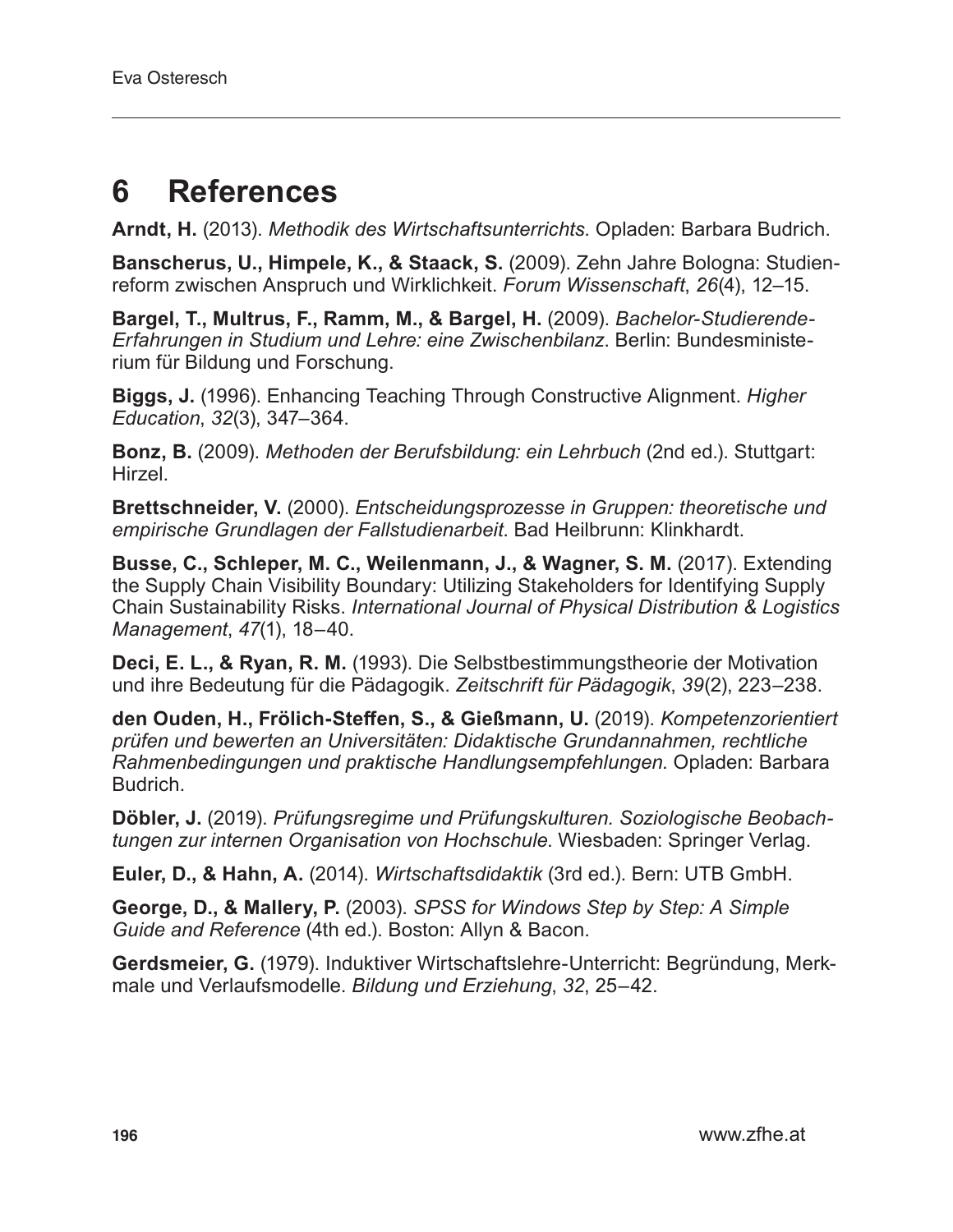# 6 References

**Arndt, H.** (2013). *Methodik des Wirtschaftsunterrichts*. Opladen: Barbara Budrich.

**Banscherus, U., Himpele, K., & Staack, S.** (2009). Zehn Jahre Bologna: Studienreform zwischen Anspruch und Wirklichkeit. *Forum Wissenschaft*, *26*(4), 12–15.

**Bargel, T., Multrus, F., Ramm, M., & Bargel, H.** (2009). *Bachelor-Studierende-Erfahrungen in Studium und Lehre: eine Zwischenbilanz*. Berlin: Bundesministerium für Bildung und Forschung.

**Biggs, J.** (1996). Enhancing Teaching Through Constructive Alignment. *Higher Education*, *32*(3), 347–364.

**Bonz, B.** (2009). *Methoden der Berufsbildung: ein Lehrbuch* (2nd ed.). Stuttgart: Hirzel.

**Brettschneider, V.** (2000). *Entscheidungsprozesse in Gruppen: theoretische und empirische Grundlagen der Fallstudienarbeit*. Bad Heilbrunn: Klinkhardt.

**Busse, C., Schleper, M. C., Weilenmann, J., & Wagner, S. M.** (2017). Extending the Supply Chain Visibility Boundary: Utilizing Stakeholders for Identifying Supply Chain Sustainability Risks. *International Journal of Physical Distribution & Logistics Management*, *47*(1), 18–40.

**Deci, E. L., & Ryan, R. M.** (1993). Die Selbstbestimmungstheorie der Motivation und ihre Bedeutung für die Pädagogik. *Zeitschrift für Pädagogik*, *39*(2), 223–238.

**den Ouden, H., Frölich-Steffen, S., & Gießmann, U.** (2019). *Kompetenzorientiert prüfen und bewerten an Universitäten: Didaktische Grundannahmen, rechtliche Rahmenbedingungen und praktische Handlungsempfehlungen*. Opladen: Barbara Budrich.

**Döbler, J.** (2019). *Prüfungsregime und Prüfungskulturen. Soziologische Beobachtungen zur internen Organisation von Hochschule*. Wiesbaden: Springer Verlag.

**Euler, D., & Hahn, A.** (2014). *Wirtschaftsdidaktik* (3rd ed.). Bern: UTB GmbH.

**George, D., & Mallery, P.** (2003). *SPSS for Windows Step by Step: A Simple Guide and Reference* (4th ed.). Boston: Allyn & Bacon.

**Gerdsmeier, G.** (1979). Induktiver Wirtschaftslehre-Unterricht: Begründung, Merkmale und Verlaufsmodelle. *Bildung und Erziehung*, *32*, 25–42.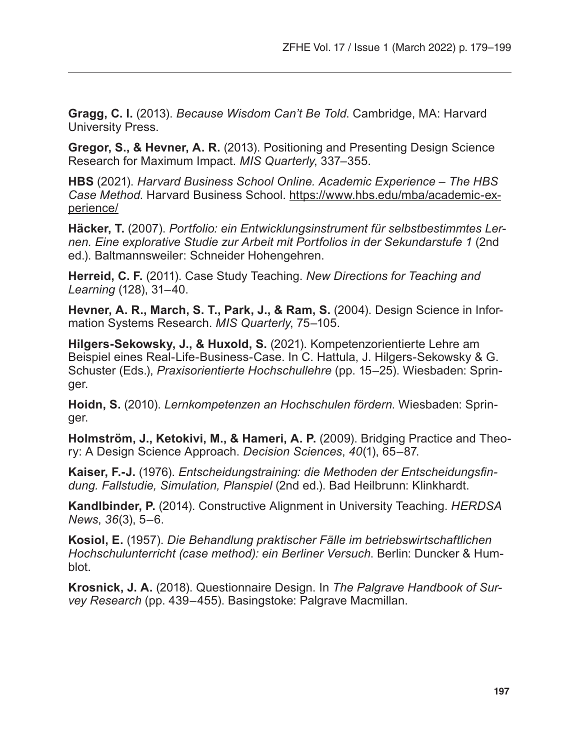**Gragg, C. I.** (2013). *Because Wisdom Can't Be Told*. Cambridge, MA: Harvard University Press.

**Gregor, S., & Hevner, A. R.** (2013). Positioning and Presenting Design Science Research for Maximum Impact. *MIS Quarterly*, 337–355.

**HBS** (2021). *Harvard Business School Online. Academic Experience – The HBS Case Method*. Harvard Business School. https://www.hbs.edu/mba/academic-experience/

**Häcker, T.** (2007). *Portfolio: ein Entwicklungsinstrument für selbstbestimmtes Lernen. Eine explorative Studie zur Arbeit mit Portfolios in der Sekundarstufe 1* (2nd ed.). Baltmannsweiler: Schneider Hohengehren.

**Herreid, C. F.** (2011). Case Study Teaching. *New Directions for Teaching and Learning* (128), 31–40.

**Hevner, A. R., March, S. T., Park, J., & Ram, S.** (2004). Design Science in Information Systems Research. *MIS Quarterly*, 75–105.

**Hilgers-Sekowsky, J., & Huxold, S.** (2021). Kompetenzorientierte Lehre am Beispiel eines Real-Life-Business-Case. In C. Hattula, J. Hilgers-Sekowsky & G. Schuster (Eds.), *Praxisorientierte Hochschullehre* (pp. 15–25). Wiesbaden: Springer.

**Hoidn, S.** (2010). *Lernkompetenzen an Hochschulen fördern*. Wiesbaden: Springer.

**Holmström, J., Ketokivi, M., & Hameri, A. P.** (2009). Bridging Practice and Theory: A Design Science Approach. *Decision Sciences*, *40*(1), 65–87.

**Kaiser, F.-J.** (1976). *Entscheidungstraining: die Methoden der Entscheidungsfindung. Fallstudie, Simulation, Planspiel* (2nd ed.). Bad Heilbrunn: Klinkhardt.

**Kandlbinder, P.** (2014). Constructive Alignment in University Teaching. *HERDSA News*, *36*(3), 5–6.

**Kosiol, E.** (1957). *Die Behandlung praktischer Fälle im betriebswirtschaftlichen Hochschulunterricht (case method): ein Berliner Versuch*. Berlin: Duncker & Humblot.

**Krosnick, J. A.** (2018). Questionnaire Design. In *The Palgrave Handbook of Survey Research* (pp. 439–455). Basingstoke: Palgrave Macmillan.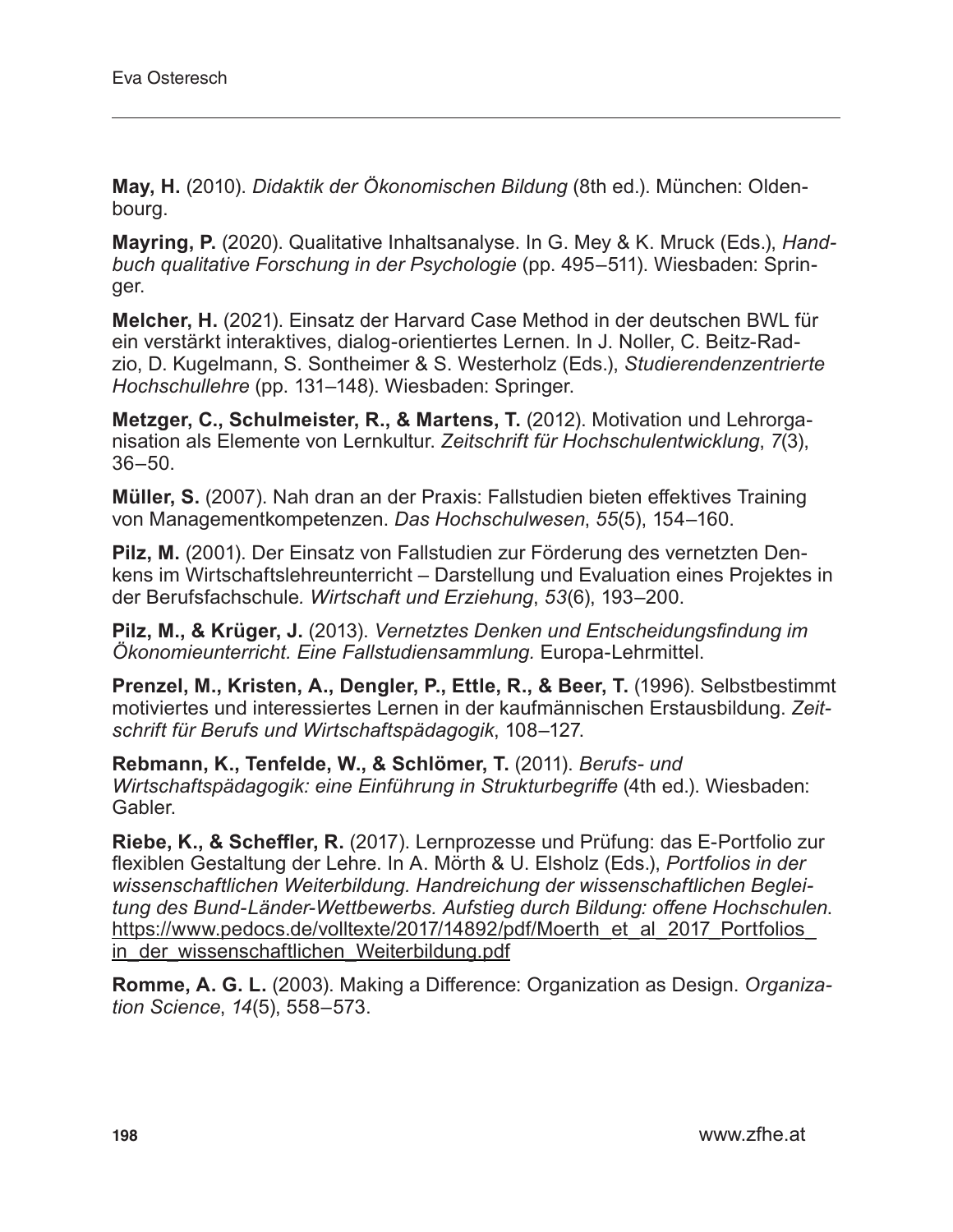**May, H.** (2010). *Didaktik der Ökonomischen Bildung* (8th ed.). München: Oldenbourg.

**Mayring, P.** (2020). Qualitative Inhaltsanalyse. In G. Mey & K. Mruck (Eds.), *Handbuch qualitative Forschung in der Psychologie* (pp. 495–511). Wiesbaden: Springer.

**Melcher, H.** (2021). Einsatz der Harvard Case Method in der deutschen BWL für ein verstärkt interaktives, dialog-orientiertes Lernen. In J. Noller, C. Beitz-Radzio, D. Kugelmann, S. Sontheimer & S. Westerholz (Eds.), *Studierendenzentrierte Hochschullehre* (pp. 131–148). Wiesbaden: Springer.

**Metzger, C., Schulmeister, R., & Martens, T.** (2012). Motivation und Lehrorganisation als Elemente von Lernkultur. *Zeitschrift für Hochschulentwicklung*, *7*(3), 36–50.

**Müller, S.** (2007). Nah dran an der Praxis: Fallstudien bieten effektives Training von Managementkompetenzen. *Das Hochschulwesen*, *55*(5), 154–160.

**Pilz, M.** (2001). Der Einsatz von Fallstudien zur Förderung des vernetzten Denkens im Wirtschaftslehreunterricht – Darstellung und Evaluation eines Projektes in der Berufsfachschule*. Wirtschaft und Erziehung*, *53*(6), 193–200.

**Pilz, M., & Krüger, J.** (2013). *Vernetztes Denken und Entscheidungsfindung im Ökonomieunterricht. Eine Fallstudiensammlung.* Europa-Lehrmittel.

**Prenzel, M., Kristen, A., Dengler, P., Ettle, R., & Beer, T.** (1996). Selbstbestimmt motiviertes und interessiertes Lernen in der kaufmännischen Erstausbildung. *Zeitschrift für Berufs und Wirtschaftspädagogik*, 108–127.

**Rebmann, K., Tenfelde, W., & Schlömer, T.** (2011). *Berufs- und Wirtschaftspädagogik: eine Einführung in Strukturbegriffe* (4th ed.). Wiesbaden: Gabler.

**Riebe, K., & Scheffler, R.** (2017). Lernprozesse und Prüfung: das E-Portfolio zur flexiblen Gestaltung der Lehre. In A. Mörth & U. Elsholz (Eds.), *Portfolios in der wissenschaftlichen Weiterbildung. Handreichung der wissenschaftlichen Begleitung des Bund-Länder-Wettbewerbs. Aufstieg durch Bildung: offene Hochschulen*. https://www.pedocs.de/volltexte/2017/14892/pdf/Moerth_et_al_2017_Portfolios_in_der_wissenschaftlichen_Weiterbildung.pdf

**Romme, A. G. L.** (2003). Making a Difference: Organization as Design. *Organization Science*, *14*(5), 558–573.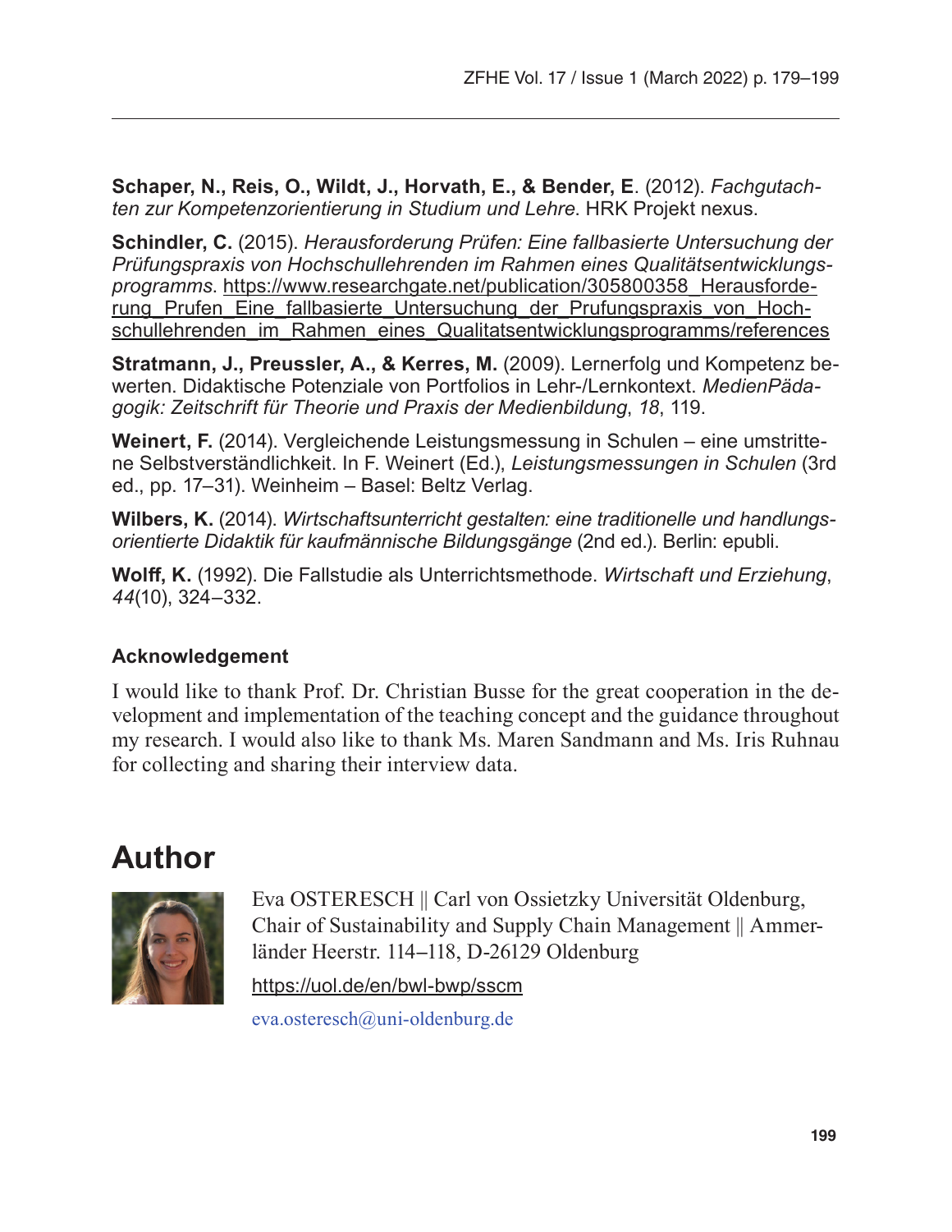**Schaper, N., Reis, O., Wildt, J., Horvath, E., & Bender, E**. (2012). *Fachgutachten zur Kompetenzorientierung in Studium und Lehre*. HRK Projekt nexus.

**Schindler, C.** (2015). *Herausforderung Prüfen: Eine fallbasierte Untersuchung der Prüfungspraxis von Hochschullehrenden im Rahmen eines Qualitätsentwicklungsprogramms*. https://www.researchgate.net/publication/305800358_Herausforderung_Prufen_Eine_fallbasierte_Untersuchung_der_Prufungspraxis_von_Hochschullehrenden_im_Rahmen_eines_Qualitatsentwicklungsprogramms/references

**Stratmann, J., Preussler, A., & Kerres, M.** (2009). Lernerfolg und Kompetenz bewerten. Didaktische Potenziale von Portfolios in Lehr-/Lernkontext. *MedienPädagogik: Zeitschrift für Theorie und Praxis der Medienbildung*, *18*, 119.

**Weinert, F.** (2014). Vergleichende Leistungsmessung in Schulen – eine umstrittene Selbstverständlichkeit. In F. Weinert (Ed.), *Leistungsmessungen in Schulen* (3rd ed., pp. 17–31). Weinheim – Basel: Beltz Verlag.

**Wilbers, K.** (2014). *Wirtschaftsunterricht gestalten: eine traditionelle und handlungsorientierte Didaktik für kaufmännische Bildungsgänge* (2nd ed.). Berlin: epubli.

**Wolff, K.** (1992). Die Fallstudie als Unterrichtsmethode. *Wirtschaft und Erziehung*, *44*(10), 324–332.

### Acknowledgement

I would like to thank Prof. Dr. Christian Busse for the great cooperation in the development and implementation of the teaching concept and the guidance throughout my research. I would also like to thank Ms. Maren Sandmann and Ms. Iris Ruhnau for collecting and sharing their interview data.

## Author

Eva OSTERESCH || Carl von Ossietzky Universität Oldenburg, Chair of Sustainability and Supply Chain Management || Ammerländer Heerstr. 114–118, D-26129 Oldenburg

https://uol.de/en/bwl-bwp/sscm

eva.osteresch@uni-oldenburg.de